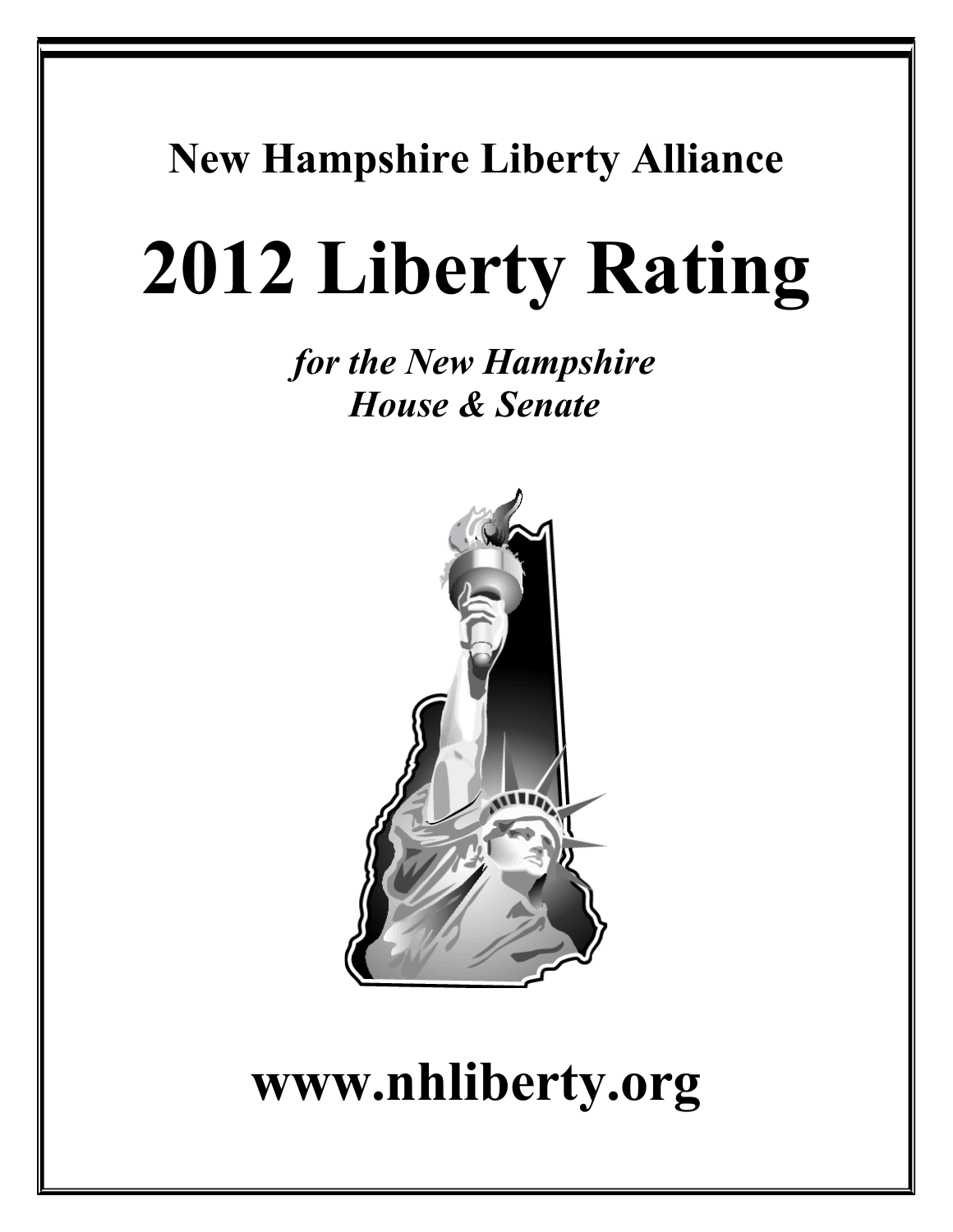## New Hampshire Liberty Alliance

# 2012 Liberty Rating

*for the New Hampshire House & Senate*

## www.nhliberty.org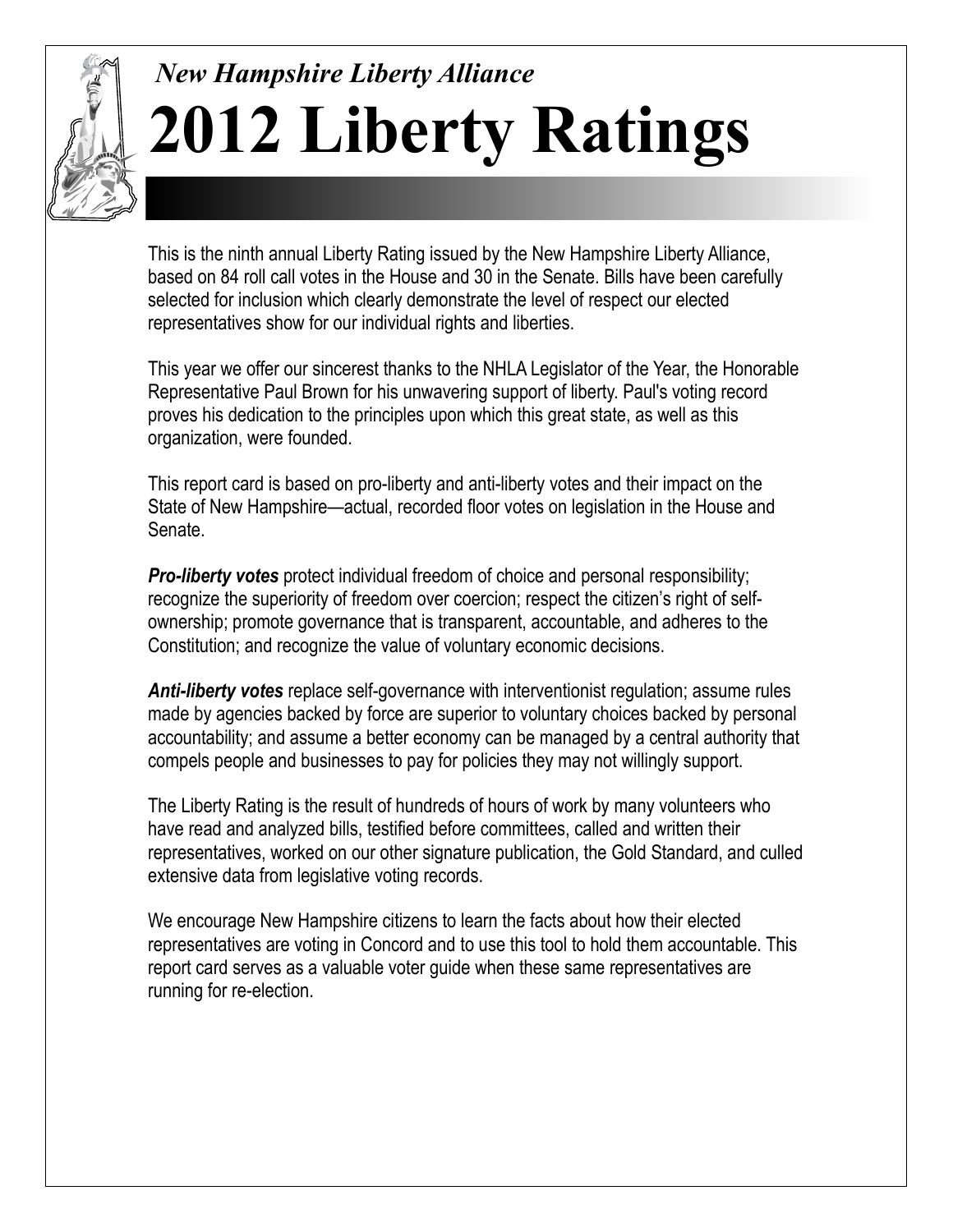*New Hampshire Liberty Alliance*

# 2012 Liberty Ratings

This is the ninth annual Liberty Rating issued by the New Hampshire Liberty Alliance, based on 84 roll call votes in the House and 30 in the Senate. Bills have been carefully selected for inclusion which clearly demonstrate the level of respect our elected representatives show for our individual rights and liberties.

This year we offer our sincerest thanks to the NHLA Legislator of the Year, the Honorable Representative Paul Brown for his unwavering support of liberty. Paul's voting record proves his dedication to the principles upon which this great state, as well as this organization, were founded.

This report card is based on pro-liberty and anti-liberty votes and their impact on the State of New Hampshire—actual, recorded floor votes on legislation in the House and Senate.

***Pro-liberty votes*** protect individual freedom of choice and personal responsibility; recognize the superiority of freedom over coercion; respect the citizen's right of self-ownership; promote governance that is transparent, accountable, and adheres to the Constitution; and recognize the value of voluntary economic decisions.

***Anti-liberty votes*** replace self-governance with interventionist regulation; assume rules made by agencies backed by force are superior to voluntary choices backed by personal accountability; and assume a better economy can be managed by a central authority that compels people and businesses to pay for policies they may not willingly support.

The Liberty Rating is the result of hundreds of hours of work by many volunteers who have read and analyzed bills, testified before committees, called and written their representatives, worked on our other signature publication, the Gold Standard, and culled extensive data from legislative voting records.

We encourage New Hampshire citizens to learn the facts about how their elected representatives are voting in Concord and to use this tool to hold them accountable. This report card serves as a valuable voter guide when these same representatives are running for re-election.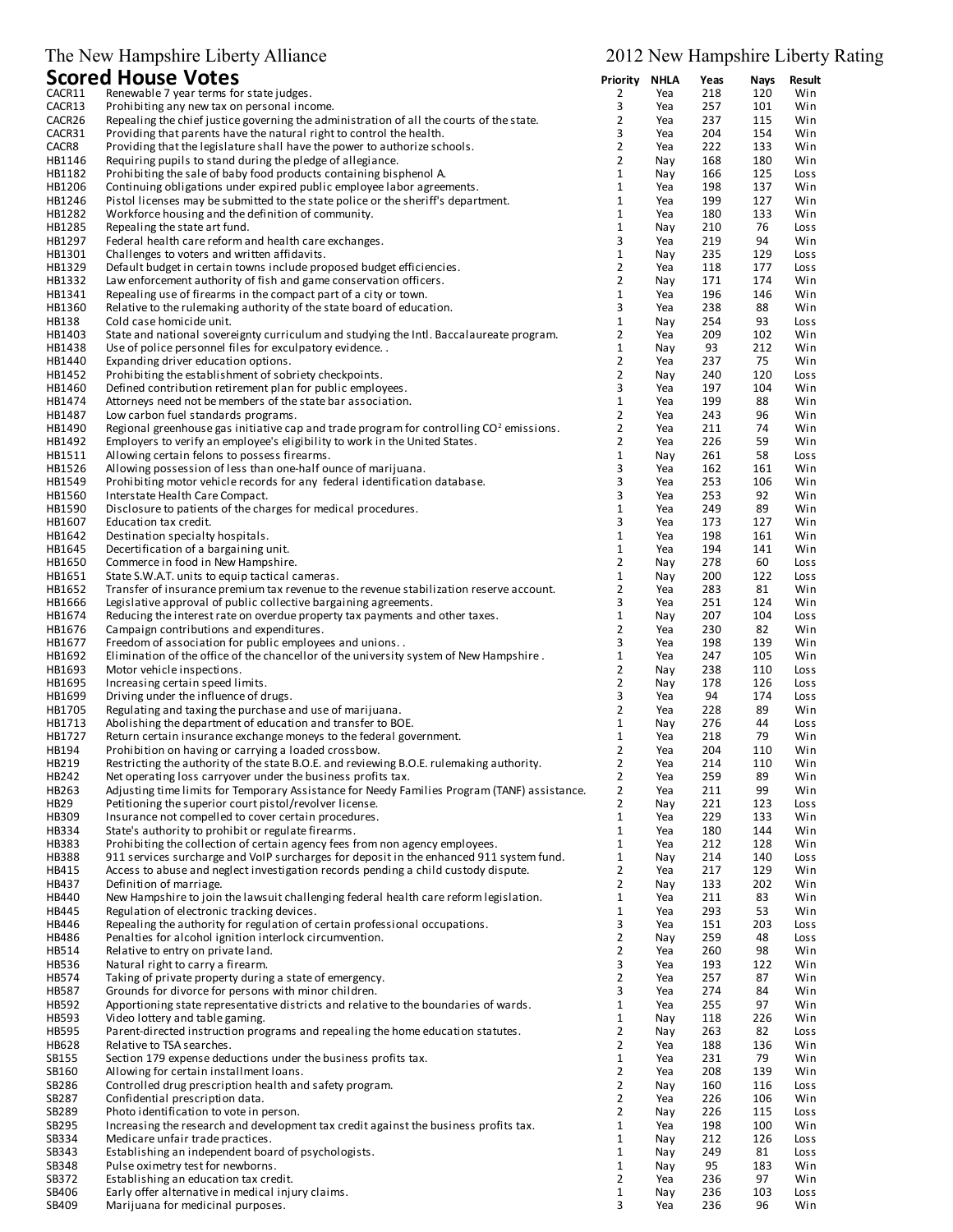The New Hampshire Liberty Alliance

2012 New Hampshire Liberty Rating

## Scored House Votes

| | | Priority | NHLA | Yeas | Nays | Result |
|---|---|---|---|---|---|---|
| CACR11 | Renewable 7 year terms for state judges. | 2 | Yea | 218 | 120 | Win |
| CACR13 | Prohibiting any new tax on personal income. | 3 | Yea | 257 | 101 | Win |
| CACR26 | Repealing the chief justice governing the administration of all the courts of the state. | 2 | Yea | 237 | 115 | Win |
| CACR31 | Providing that parents have the natural right to control the health. | 3 | Yea | 204 | 154 | Win |
| CACR8 | Providing that the legislature shall have the power to authorize schools. | 2 | Yea | 222 | 133 | Win |
| HB1146 | Requiring pupils to stand during the pledge of allegiance. | 2 | Nay | 168 | 180 | Win |
| HB1182 | Prohibiting the sale of baby food products containing bisphenol A. | 1 | Nay | 166 | 125 | Loss |
| HB1206 | Continuing obligations under expired public employee labor agreements. | 1 | Yea | 198 | 137 | Win |
| HB1246 | Pistol licenses may be submitted to the state police or the sheriff's department. | 1 | Yea | 199 | 127 | Win |
| HB1282 | Workforce housing and the definition of community. | 1 | Yea | 180 | 133 | Win |
| HB1285 | Repealing the state art fund. | 1 | Nay | 210 | 76 | Loss |
| HB1297 | Federal health care reform and health care exchanges. | 3 | Yea | 219 | 94 | Win |
| HB1301 | Challenges to voters and written affidavits. | 1 | Nay | 235 | 129 | Loss |
| HB1329 | Default budget in certain towns include proposed budget efficiencies. | 2 | Yea | 118 | 177 | Loss |
| HB1332 | Law enforcement authority of fish and game conservation officers. | 2 | Nay | 171 | 174 | Win |
| HB1341 | Repealing use of firearms in the compact part of a city or town. | 1 | Yea | 196 | 146 | Win |
| HB1360 | Relative to the rulemaking authority of the state board of education. | 3 | Yea | 238 | 88 | Win |
| HB138 | Cold case homicide unit. | 1 | Nay | 254 | 93 | Loss |
| HB1403 | State and national sovereignty curriculum and studying the Intl. Baccalaureate program. | 2 | Yea | 209 | 102 | Win |
| HB1438 | Use of police personnel files for exculpatory evidence. . | 1 | Nay | 93 | 212 | Win |
| HB1440 | Expanding driver education options. | 2 | Yea | 237 | 75 | Win |
| HB1452 | Prohibiting the establishment of sobriety checkpoints. | 2 | Nay | 240 | 120 | Loss |
| HB1460 | Defined contribution retirement plan for public employees. | 3 | Yea | 197 | 104 | Win |
| HB1474 | Attorneys need not be members of the state bar association. | 1 | Yea | 199 | 88 | Win |
| HB1487 | Low carbon fuel standards programs. | 2 | Yea | 243 | 96 | Win |
| HB1490 | Regional greenhouse gas initiative cap and trade program for controlling $CO^2$ emissions. | 2 | Yea | 211 | 74 | Win |
| HB1492 | Employers to verify an employee's eligibility to work in the United States. | 2 | Yea | 226 | 59 | Win |
| HB1511 | Allowing certain felons to possess firearms. | 1 | Nay | 261 | 58 | Loss |
| HB1526 | Allowing possession of less than one-half ounce of marijuana. | 3 | Yea | 162 | 161 | Win |
| HB1549 | Prohibiting motor vehicle records for any federal identification database. | 3 | Yea | 253 | 106 | Win |
| HB1560 | Interstate Health Care Compact. | 3 | Yea | 253 | 92 | Win |
| HB1590 | Disclosure to patients of the charges for medical procedures. | 1 | Yea | 249 | 89 | Win |
| HB1607 | Education tax credit. | 3 | Yea | 173 | 127 | Win |
| HB1642 | Destination specialty hospitals. | 1 | Yea | 198 | 161 | Win |
| HB1645 | Decertification of a bargaining unit. | 1 | Yea | 194 | 141 | Win |
| HB1650 | Commerce in food in New Hampshire. | 2 | Nay | 278 | 60 | Loss |
| HB1651 | State S.W.A.T. units to equip tactical cameras. | 1 | Nay | 200 | 122 | Loss |
| HB1652 | Transfer of insurance premium tax revenue to the revenue stabilization reserve account. | 2 | Yea | 283 | 81 | Win |
| HB1666 | Legislative approval of public collective bargaining agreements. | 3 | Yea | 251 | 124 | Win |
| HB1674 | Reducing the interest rate on overdue property tax payments and other taxes. | 1 | Nay | 207 | 104 | Loss |
| HB1676 | Campaign contributions and expenditures. | 2 | Yea | 230 | 82 | Win |
| HB1677 | Freedom of association for public employees and unions. . | 3 | Yea | 198 | 139 | Win |
| HB1692 | Elimination of the office of the chancellor of the university system of New Hampshire . | 1 | Yea | 247 | 105 | Win |
| HB1693 | Motor vehicle inspections. | 2 | Nay | 238 | 110 | Loss |
| HB1695 | Increasing certain speed limits. | 2 | Nay | 178 | 126 | Loss |
| HB1699 | Driving under the influence of drugs. | 3 | Yea | 94 | 174 | Loss |
| HB1705 | Regulating and taxing the purchase and use of marijuana. | 2 | Yea | 228 | 89 | Win |
| HB1713 | Abolishing the department of education and transfer to BOE. | 1 | Nay | 276 | 44 | Loss |
| HB1727 | Return certain insurance exchange moneys to the federal government. | 1 | Yea | 218 | 79 | Win |
| HB194 | Prohibition on having or carrying a loaded crossbow. | 2 | Yea | 204 | 110 | Win |
| HB219 | Restricting the authority of the state B.O.E. and reviewing B.O.E. rulemaking authority. | 2 | Yea | 214 | 110 | Win |
| HB242 | Net operating loss carryover under the business profits tax. | 2 | Yea | 259 | 89 | Win |
| HB263 | Adjusting time limits for Temporary Assistance for Needy Families Program (TANF) assistance. | 2 | Yea | 211 | 99 | Win |
| HB29 | Petitioning the superior court pistol/revolver license. | 2 | Nay | 221 | 123 | Loss |
| HB309 | Insurance not compelled to cover certain procedures. | 1 | Yea | 229 | 133 | Win |
| HB334 | State's authority to prohibit or regulate firearms. | 1 | Yea | 180 | 144 | Win |
| HB383 | Prohibiting the collection of certain agency fees from non agency employees. | 1 | Yea | 212 | 128 | Win |
| HB388 | 911 services surcharge and VoIP surcharges for deposit in the enhanced 911 system fund. | 1 | Nay | 214 | 140 | Loss |
| HB415 | Access to abuse and neglect investigation records pending a child custody dispute. | 2 | Yea | 217 | 129 | Win |
| HB437 | Definition of marriage. | 2 | Nay | 133 | 202 | Win |
| HB440 | New Hampshire to join the lawsuit challenging federal health care reform legislation. | 1 | Yea | 211 | 83 | Win |
| HB445 | Regulation of electronic tracking devices. | 1 | Yea | 293 | 53 | Win |
| HB446 | Repealing the authority for regulation of certain professional occupations. | 3 | Yea | 151 | 203 | Loss |
| HB486 | Penalties for alcohol ignition interlock circumvention. | 2 | Nay | 259 | 48 | Loss |
| HB514 | Relative to entry on private land. | 2 | Yea | 260 | 98 | Win |
| HB536 | Natural right to carry a firearm. | 3 | Yea | 193 | 122 | Win |
| HB574 | Taking of private property during a state of emergency. | 2 | Yea | 257 | 87 | Win |
| HB587 | Grounds for divorce for persons with minor children. | 3 | Yea | 274 | 84 | Win |
| HB592 | Apportioning state representative districts and relative to the boundaries of wards. | 1 | Yea | 255 | 97 | Win |
| HB593 | Video lottery and table gaming. | 1 | Nay | 118 | 226 | Win |
| HB595 | Parent-directed instruction programs and repealing the home education statutes. | 2 | Nay | 263 | 82 | Loss |
| HB628 | Relative to TSA searches. | 2 | Yea | 188 | 136 | Win |
| SB155 | Section 179 expense deductions under the business profits tax. | 1 | Yea | 231 | 79 | Win |
| SB160 | Allowing for certain installment loans. | 2 | Yea | 208 | 139 | Win |
| SB286 | Controlled drug prescription health and safety program. | 2 | Nay | 160 | 116 | Loss |
| SB287 | Confidential prescription data. | 2 | Yea | 226 | 106 | Win |
| SB289 | Photo identification to vote in person. | 2 | Nay | 226 | 115 | Loss |
| SB295 | Increasing the research and development tax credit against the business profits tax. | 1 | Yea | 198 | 100 | Win |
| SB334 | Medicare unfair trade practices. | 1 | Nay | 212 | 126 | Loss |
| SB343 | Establishing an independent board of psychologists. | 1 | Nay | 249 | 81 | Loss |
| SB348 | Pulse oximetry test for newborns. | 1 | Nay | 95 | 183 | Win |
| SB372 | Establishing an education tax credit. | 2 | Yea | 236 | 97 | Win |
| SB406 | Early offer alternative in medical injury claims. | 1 | Nay | 236 | 103 | Loss |
| SB409 | Marijuana for medicinal purposes. | 3 | Yea | 236 | 96 | Win |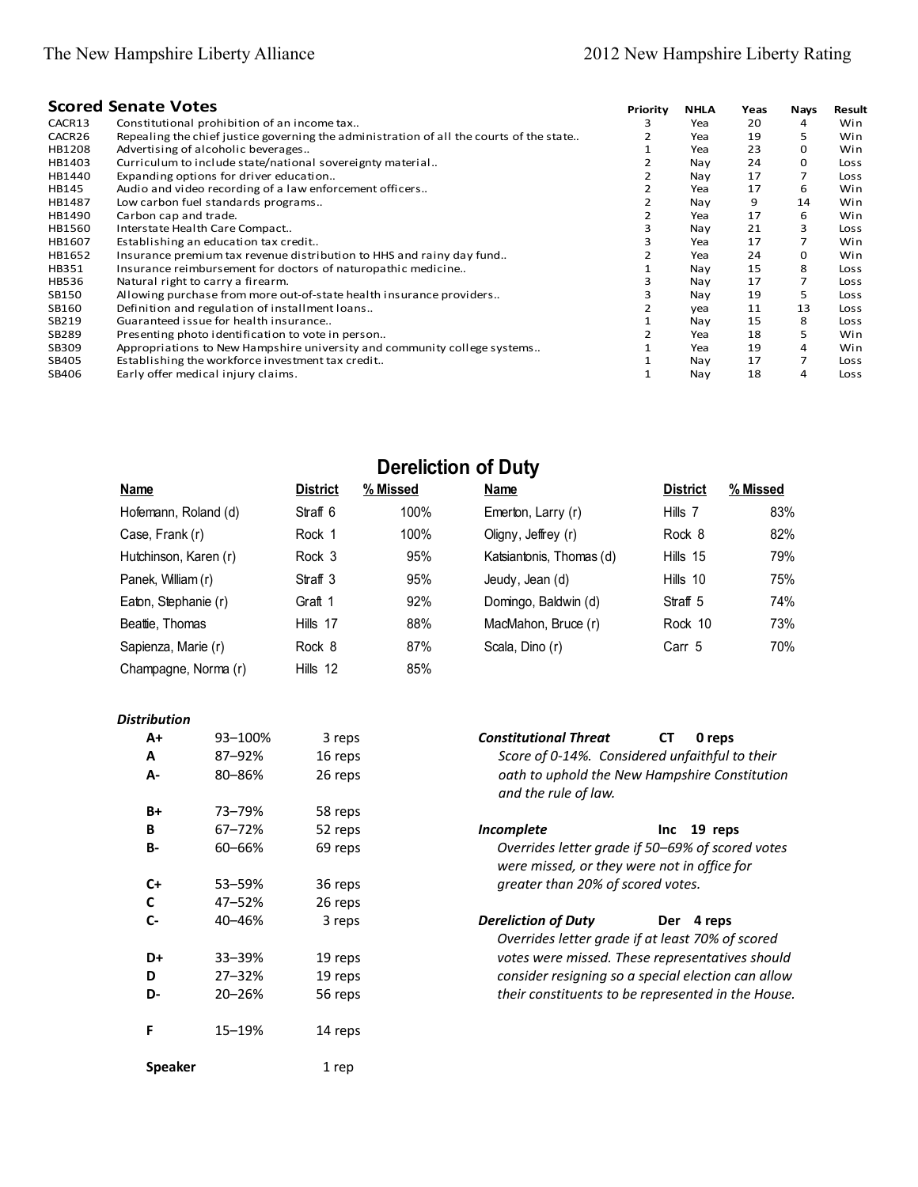## Scored Senate Votes

| | | Priority | NHLA | Yeas | Nays | Result |
|---|---|---|---|---|---|---|
| CACR13 | Constitutional prohibition of an income tax.. | 3 | Yea | 20 | 4 | Win |
| CACR26 | Repealing the chief justice governing the administration of all the courts of the state.. | 2 | Yea | 19 | 5 | Win |
| HB1208 | Advertising of alcoholic beverages.. | 1 | Yea | 23 | 0 | Win |
| HB1403 | Curriculum to include state/national sovereignty material.. | 2 | Nay | 24 | 0 | Loss |
| HB1440 | Expanding options for driver education.. | 2 | Nay | 17 | 7 | Loss |
| HB145 | Audio and video recording of a law enforcement officers.. | 2 | Yea | 17 | 6 | Win |
| HB1487 | Low carbon fuel standards programs.. | 2 | Nay | 9 | 14 | Win |
| HB1490 | Carbon cap and trade. | 2 | Yea | 17 | 6 | Win |
| HB1560 | Interstate Health Care Compact.. | 3 | Nay | 21 | 3 | Loss |
| HB1607 | Establishing an education tax credit.. | 3 | Yea | 17 | 7 | Win |
| HB1652 | Insurance premium tax revenue distribution to HHS and rainy day fund.. | 2 | Yea | 24 | 0 | Win |
| HB351 | Insurance reimbursement for doctors of naturopathic medicine.. | 1 | Nay | 15 | 8 | Loss |
| HB536 | Natural right to carry a firearm. | 3 | Nay | 17 | 7 | Loss |
| SB150 | Allowing purchase from more out-of-state health insurance providers.. | 3 | Nay | 19 | 5 | Loss |
| SB160 | Definition and regulation of installment loans.. | 2 | yea | 11 | 13 | Loss |
| SB219 | Guaranteed issue for health insurance.. | 1 | Nay | 15 | 8 | Loss |
| SB289 | Presenting photo identification to vote in person.. | 2 | Yea | 18 | 5 | Win |
| SB309 | Appropriations to New Hampshire university and community college systems.. | 1 | Yea | 19 | 4 | Win |
| SB405 | Establishing the workforce investment tax credit.. | 1 | Nay | 17 | 7 | Loss |
| SB406 | Early offer medical injury claims. | 1 | Nay | 18 | 4 | Loss |

## Dereliction of Duty

| Name | District | % Missed | Name | District | % Missed |
|---|---|---|---|---|---|
| Hofemann, Roland (d) | Straff 6 | 100% | Emerton, Larry (r) | Hills 7 | 83% |
| Case, Frank (r) | Rock 1 | 100% | Oligny, Jeffrey (r) | Rock 8 | 82% |
| Hutchinson, Karen (r) | Rock 3 | 95% | Katsiantonis, Thomas (d) | Hills 15 | 79% |
| Panek, William (r) | Straff 3 | 95% | Jeudy, Jean (d) | Hills 10 | 75% |
| Eaton, Stephanie (r) | Graft 1 | 92% | Domingo, Baldwin (d) | Straff 5 | 74% |
| Beattie, Thomas | Hills 17 | 88% | MacMahon, Bruce (r) | Rock 10 | 73% |
| Sapienza, Marie (r) | Rock 8 | 87% | Scala, Dino (r) | Carr 5 | 70% |
| Champagne, Norma (r) | Hills 12 | 85% | | | |

***Distribution***

| | | |
|---|---|---|
| A+ | 93–100% | 3 reps |
| A | 87–92% | 16 reps |
| A- | 80–86% | 26 reps |
| B+ | 73–79% | 58 reps |
| B | 67–72% | 52 reps |
| B- | 60–66% | 69 reps |
| C+ | 53–59% | 36 reps |
| C | 47–52% | 26 reps |
| C- | 40–46% | 3 reps |
| D+ | 33–39% | 19 reps |
| D | 27–32% | 19 reps |
| D- | 20–26% | 56 reps |
| F | 15–19% | 14 reps |
| **Speaker** | | 1 rep |

***Constitutional Threat*** **CT 0 reps**
*Score of 0-14%. Considered unfaithful to their oath to uphold the New Hampshire Constitution and the rule of law.*

***Incomplete*** **Inc 19 reps**
*Overrides letter grade if 50–69% of scored votes were missed, or they were not in office for greater than 20% of scored votes.*

***Dereliction of Duty*** **Der 4 reps**
*Overrides letter grade if at least 70% of scored votes were missed. These representatives should consider resigning so a special election can allow their constituents to be represented in the House.*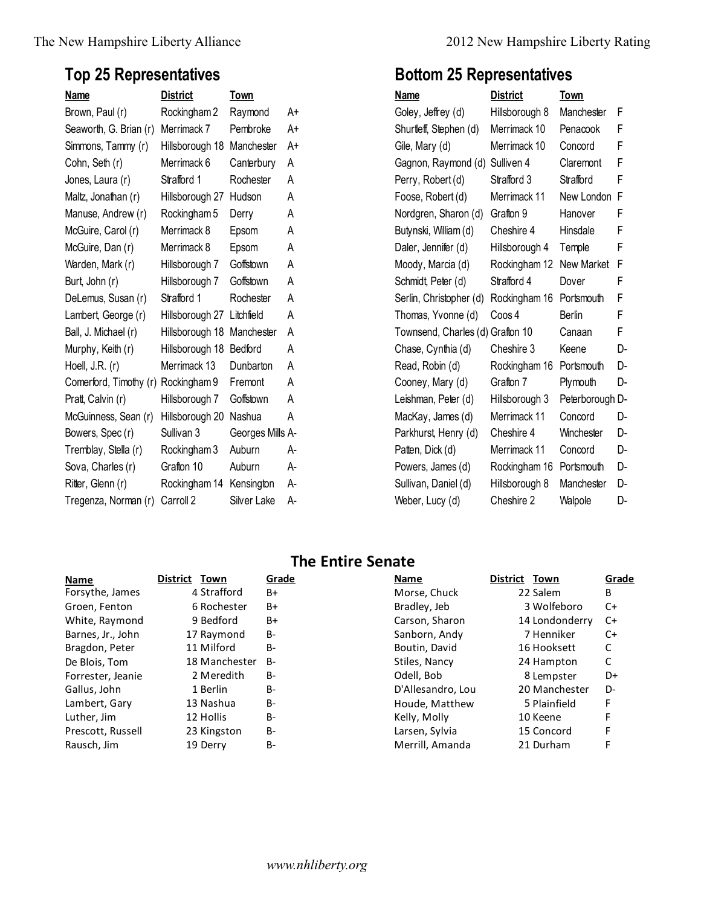## Top 25 Representatives

| Name | District | Town | |
|---|---|---|---|
| Brown, Paul (r) | Rockingham 2 | Raymond | A+ |
| Seaworth, G. Brian (r) | Merrimack 7 | Pembroke | A+ |
| Simmons, Tammy (r) | Hillsborough 18 | Manchester | A+ |
| Cohn, Seth (r) | Merrimack 6 | Canterbury | A |
| Jones, Laura (r) | Strafford 1 | Rochester | A |
| Maltz, Jonathan (r) | Hillsborough 27 | Hudson | A |
| Manuse, Andrew (r) | Rockingham 5 | Derry | A |
| McGuire, Carol (r) | Merrimack 8 | Epsom | A |
| McGuire, Dan (r) | Merrimack 8 | Epsom | A |
| Warden, Mark (r) | Hillsborough 7 | Goffstown | A |
| Burt, John (r) | Hillsborough 7 | Goffstown | A |
| DeLemus, Susan (r) | Strafford 1 | Rochester | A |
| Lambert, George (r) | Hillsborough 27 | Litchfield | A |
| Ball, J. Michael (r) | Hillsborough 18 | Manchester | A |
| Murphy, Keith (r) | Hillsborough 18 | Bedford | A |
| Hoell, J.R. (r) | Merrimack 13 | Dunbarton | A |
| Comerford, Timothy (r) | Rockingham 9 | Fremont | A |
| Pratt, Calvin (r) | Hillsborough 7 | Goffstown | A |
| McGuinness, Sean (r) | Hillsborough 20 | Nashua | A |
| Bowers, Spec (r) | Sullivan 3 | Georges Mills | A- |
| Tremblay, Stella (r) | Rockingham 3 | Auburn | A- |
| Sova, Charles (r) | Grafton 10 | Auburn | A- |
| Ritter, Glenn (r) | Rockingham 14 | Kensington | A- |
| Tregenza, Norman (r) | Carroll 2 | Silver Lake | A- |

## Bottom 25 Representatives

| Name | District | Town | |
|---|---|---|---|
| Goley, Jeffrey (d) | Hillsborough 8 | Manchester | F |
| Shurtleff, Stephen (d) | Merrimack 10 | Penacook | F |
| Gile, Mary (d) | Merrimack 10 | Concord | F |
| Gagnon, Raymond (d) | Sulliven 4 | Claremont | F |
| Perry, Robert (d) | Strafford 3 | Strafford | F |
| Foose, Robert (d) | Merrimack 11 | New London | F |
| Nordgren, Sharon (d) | Grafton 9 | Hanover | F |
| Butynski, William (d) | Cheshire 4 | Hinsdale | F |
| Daler, Jennifer (d) | Hillsborough 4 | Temple | F |
| Moody, Marcia (d) | Rockingham 12 | New Market | F |
| Schmidt, Peter (d) | Strafford 4 | Dover | F |
| Serlin, Christopher (d) | Rockingham 16 | Portsmouth | F |
| Thomas, Yvonne (d) | Coos 4 | Berlin | F |
| Townsend, Charles (d) | Grafton 10 | Canaan | F |
| Chase, Cynthia (d) | Cheshire 3 | Keene | D- |
| Read, Robin (d) | Rockingham 16 | Portsmouth | D- |
| Cooney, Mary (d) | Grafton 7 | Plymouth | D- |
| Leishman, Peter (d) | Hillsborough 3 | Peterborough | D- |
| MacKay, James (d) | Merrimack 11 | Concord | D- |
| Parkhurst, Henry (d) | Cheshire 4 | Winchester | D- |
| Patten, Dick (d) | Merrimack 11 | Concord | D- |
| Powers, James (d) | Rockingham 16 | Portsmouth | D- |
| Sullivan, Daniel (d) | Hillsborough 8 | Manchester | D- |
| Weber, Lucy (d) | Cheshire 2 | Walpole | D- |

## The Entire Senate

| Name | District | Town | Grade |
|---|---|---|---|
| Forsythe, James | 4 | Strafford | B+ |
| Groen, Fenton | 6 | Rochester | B+ |
| White, Raymond | 9 | Bedford | B+ |
| Barnes, Jr., John | 17 | Raymond | B- |
| Bragdon, Peter | 11 | Milford | B- |
| De Blois, Tom | 18 | Manchester | B- |
| Forrester, Jeanie | 2 | Meredith | B- |
| Gallus, John | 1 | Berlin | B- |
| Lambert, Gary | 13 | Nashua | B- |
| Luther, Jim | 12 | Hollis | B- |
| Prescott, Russell | 23 | Kingston | B- |
| Rausch, Jim | 19 | Derry | B- |
| Morse, Chuck | 22 | Salem | B |
| Bradley, Jeb | 3 | Wolfeboro | C+ |
| Carson, Sharon | 14 | Londonderry | C+ |
| Sanborn, Andy | 7 | Henniker | C+ |
| Boutin, David | 16 | Hooksett | C |
| Stiles, Nancy | 24 | Hampton | C |
| Odell, Bob | 8 | Lempster | D+ |
| D'Allesandro, Lou | 20 | Manchester | D- |
| Houde, Matthew | 5 | Plainfield | F |
| Kelly, Molly | 10 | Keene | F |
| Larsen, Sylvia | 15 | Concord | F |
| Merrill, Amanda | 21 | Durham | F |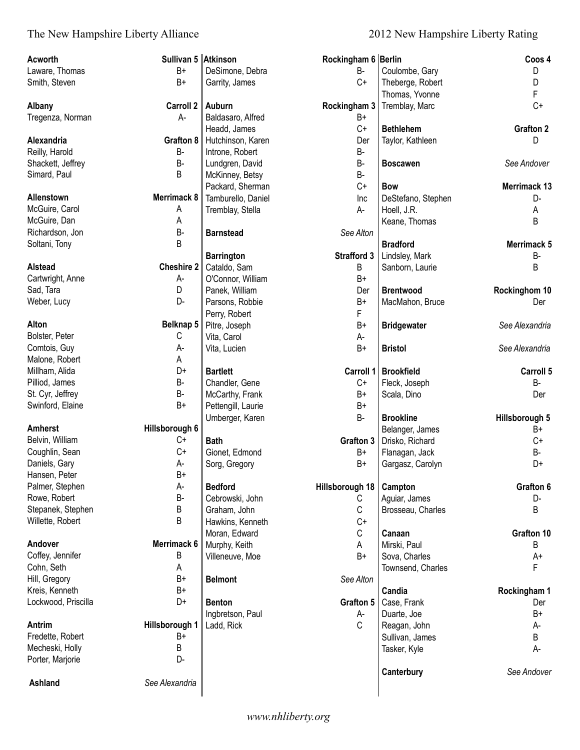The New Hampshire Liberty Alliance — 2012 New Hampshire Liberty Rating

| Town / Representative | District / Rating |
|---|---|
| **Acworth** | **Sullivan 5** |
| Laware, Thomas | B+ |
| Smith, Steven | B+ |
| **Albany** | **Carroll 2** |
| Tregenza, Norman | A- |
| **Alexandria** | **Grafton 8** |
| Reilly, Harold | B- |
| Shackett, Jeffrey | B- |
| Simard, Paul | B |
| **Allenstown** | **Merrimack 8** |
| McGuire, Carol | A |
| McGuire, Dan | A |
| Richardson, Jon | B- |
| Soltani, Tony | B |
| **Alstead** | **Cheshire 2** |
| Cartwright, Anne | A- |
| Sad, Tara | D |
| Weber, Lucy | D- |
| **Alton** | **Belknap 5** |
| Bolster, Peter | C |
| Comtois, Guy | A- |
| Malone, Robert | A |
| Millham, Alida | D+ |
| Pilliod, James | B- |
| St. Cyr, Jeffrey | B- |
| Swinford, Elaine | B+ |
| **Amherst** | **Hillsborough 6** |
| Belvin, William | C+ |
| Coughlin, Sean | C+ |
| Daniels, Gary | A- |
| Hansen, Peter | B+ |
| Palmer, Stephen | A- |
| Rowe, Robert | B- |
| Stepanek, Stephen | B |
| Willette, Robert | B |
| **Andover** | **Merrimack 6** |
| Coffey, Jennifer | B |
| Cohn, Seth | A |
| Hill, Gregory | B+ |
| Kreis, Kenneth | B+ |
| Lockwood, Priscilla | D+ |
| **Antrim** | **Hillsborough 1** |
| Fredette, Robert | B+ |
| Mecheski, Holly | B |
| Porter, Marjorie | D- |
| **Ashland** | *See Alexandria* |
| **Atkinson** | **Rockingham 6** |
| DeSimone, Debra | B- |
| Garrity, James | C+ |
| **Auburn** | **Rockingham 3** |
| Baldasaro, Alfred | B+ |
| Headd, James | C+ |
| Hutchinson, Karen | Der |
| Introne, Robert | B- |
| Lundgren, David | B- |
| McKinney, Betsy | B- |
| Packard, Sherman | C+ |
| Tamburello, Daniel | Inc |
| Tremblay, Stella | A- |
| **Barnstead** | *See Alton* |
| **Barrington** | **Strafford 3** |
| Cataldo, Sam | B |
| O'Connor, William | B+ |
| Panek, William | Der |
| Parsons, Robbie | B+ |
| Perry, Robert | F |
| Pitre, Joseph | B+ |
| Vita, Carol | A- |
| Vita, Lucien | B+ |
| **Bartlett** | **Carroll 1** |
| Chandler, Gene | C+ |
| McCarthy, Frank | B+ |
| Pettengill, Laurie | B+ |
| Umberger, Karen | B- |
| **Bath** | **Grafton 3** |
| Gionet, Edmond | B+ |
| Sorg, Gregory | B+ |
| **Bedford** | **Hillsborough 18** |
| Cebrowski, John | C |
| Graham, John | C |
| Hawkins, Kenneth | C+ |
| Moran, Edward | C |
| Murphy, Keith | A |
| Villeneuve, Moe | B+ |
| **Belmont** | *See Alton* |
| **Benton** | **Grafton 5** |
| Ingbretson, Paul | A- |
| Ladd, Rick | C |
| **Berlin** | **Coos 4** |
| Coulombe, Gary | D |
| Theberge, Robert | D |
| Thomas, Yvonne | F |
| Tremblay, Marc | C+ |
| **Bethlehem** | **Grafton 2** |
| Taylor, Kathleen | D |
| **Boscawen** | *See Andover* |
| **Bow** | **Merrimack 13** |
| DeStefano, Stephen | D- |
| Hoell, J.R. | A |
| Keane, Thomas | B |
| **Bradford** | **Merrimack 5** |
| Lindsley, Mark | B- |
| Sanborn, Laurie | B |
| **Brentwood** | **Rockinghom 10** |
| MacMahon, Bruce | Der |
| **Bridgewater** | *See Alexandria* |
| **Bristol** | *See Alexandria* |
| **Brookfield** | **Carroll 5** |
| Fleck, Joseph | B- |
| Scala, Dino | Der |
| **Brookline** | **Hillsborough 5** |
| Belanger, James | B+ |
| Drisko, Richard | C+ |
| Flanagan, Jack | B- |
| Gargasz, Carolyn | D+ |
| **Campton** | **Grafton 6** |
| Aguiar, James | D- |
| Brosseau, Charles | B |
| **Canaan** | **Grafton 10** |
| Mirski, Paul | B |
| Sova, Charles | A+ |
| Townsend, Charles | F |
| **Candia** | **Rockingham 1** |
| Case, Frank | Der |
| Duarte, Joe | B+ |
| Reagan, John | A- |
| Sullivan, James | B |
| Tasker, Kyle | A- |
| **Canterbury** | *See Andover* |

www.nhliberty.org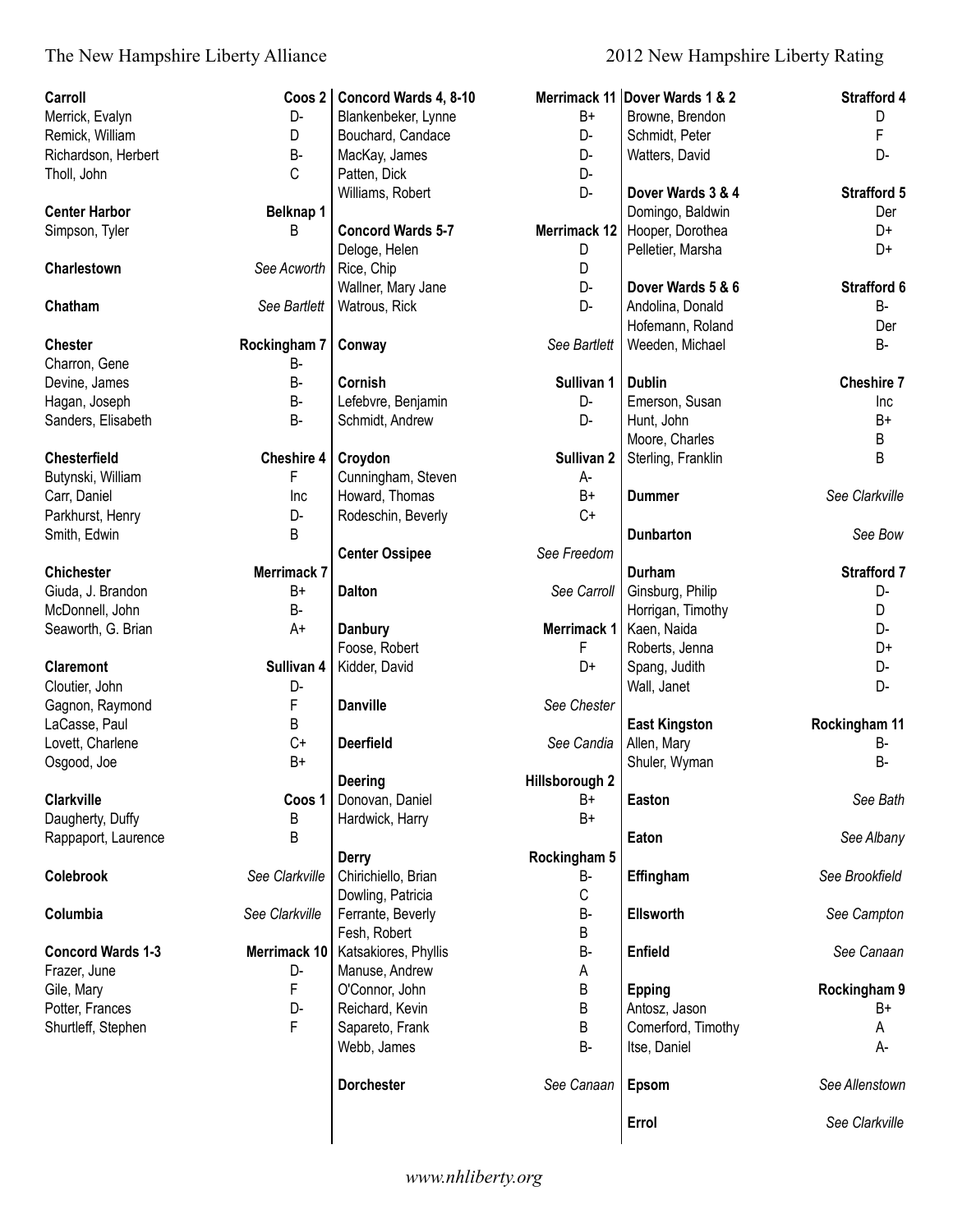| Town / Representative | District / Grade |
|---|---|
| **Carroll** | **Coos 2** |
| Merrick, Evalyn | D- |
| Remick, William | D |
| Richardson, Herbert | B- |
| Tholl, John | C |
| **Center Harbor** | **Belknap 1** |
| Simpson, Tyler | B |
| **Charlestown** | *See Acworth* |
| **Chatham** | *See Bartlett* |
| **Chester** | **Rockingham 7** |
| Charron, Gene | B- |
| Devine, James | B- |
| Hagan, Joseph | B- |
| Sanders, Elisabeth | B- |
| **Chesterfield** | **Cheshire 4** |
| Butynski, William | F |
| Carr, Daniel | Inc |
| Parkhurst, Henry | D- |
| Smith, Edwin | B |
| **Chichester** | **Merrimack 7** |
| Giuda, J. Brandon | B+ |
| McDonnell, John | B- |
| Seaworth, G. Brian | A+ |
| **Claremont** | **Sullivan 4** |
| Cloutier, John | D- |
| Gagnon, Raymond | F |
| LaCasse, Paul | B |
| Lovett, Charlene | C+ |
| Osgood, Joe | B+ |
| **Clarkville** | **Coos 1** |
| Daugherty, Duffy | B |
| Rappaport, Laurence | B |
| **Colebrook** | *See Clarkville* |
| **Columbia** | *See Clarkville* |
| **Concord Wards 1-3** | **Merrimack 10** |
| Frazer, June | D- |
| Gile, Mary | F |
| Potter, Frances | D- |
| Shurtleff, Stephen | F |
| **Concord Wards 4, 8-10** | **Merrimack 11** |
| Blankenbeker, Lynne | B+ |
| Bouchard, Candace | D- |
| MacKay, James | D- |
| Patten, Dick | D- |
| Williams, Robert | D- |
| **Concord Wards 5-7** | **Merrimack 12** |
| Deloge, Helen | D |
| Rice, Chip | D |
| Wallner, Mary Jane | D- |
| Watrous, Rick | D- |
| **Conway** | *See Bartlett* |
| **Cornish** | **Sullivan 1** |
| Lefebvre, Benjamin | D- |
| Schmidt, Andrew | D- |
| **Croydon** | **Sullivan 2** |
| Cunningham, Steven | A- |
| Howard, Thomas | B+ |
| Rodeschin, Beverly | C+ |
| **Center Ossipee** | *See Freedom* |
| **Dalton** | *See Carroll* |
| **Danbury** | **Merrimack 1** |
| Foose, Robert | F |
| Kidder, David | D+ |
| **Danville** | *See Chester* |
| **Deerfield** | *See Candia* |
| **Deering** | **Hillsborough 2** |
| Donovan, Daniel | B+ |
| Hardwick, Harry | B+ |
| **Derry** | **Rockingham 5** |
| Chirichiello, Brian | B- |
| Dowling, Patricia | C |
| Ferrante, Beverly | B- |
| Fesh, Robert | B |
| Katsakiores, Phyllis | B- |
| Manuse, Andrew | A |
| O'Connor, John | B |
| Reichard, Kevin | B |
| Sapareto, Frank | B |
| Webb, James | B- |
| **Dorchester** | *See Canaan* |
| **Dover Wards 1 & 2** | **Strafford 4** |
| Browne, Brendon | D |
| Schmidt, Peter | F |
| Watters, David | D- |
| **Dover Wards 3 & 4** | **Strafford 5** |
| Domingo, Baldwin | Der |
| Hooper, Dorothea | D+ |
| Pelletier, Marsha | D+ |
| **Dover Wards 5 & 6** | **Strafford 6** |
| Andolina, Donald | B- |
| Hofemann, Roland | Der |
| Weeden, Michael | B- |
| **Dublin** | **Cheshire 7** |
| Emerson, Susan | Inc |
| Hunt, John | B+ |
| Moore, Charles | B |
| Sterling, Franklin | B |
| **Dummer** | *See Clarkville* |
| **Dunbarton** | *See Bow* |
| **Durham** | **Strafford 7** |
| Ginsburg, Philip | D- |
| Horrigan, Timothy | D |
| Kaen, Naida | D- |
| Roberts, Jenna | D+ |
| Spang, Judith | D- |
| Wall, Janet | D- |
| **East Kingston** | **Rockingham 11** |
| Allen, Mary | B- |
| Shuler, Wyman | B- |
| **Easton** | *See Bath* |
| **Eaton** | *See Albany* |
| **Effingham** | *See Brookfield* |
| **Ellsworth** | *See Campton* |
| **Enfield** | *See Canaan* |
| **Epping** | **Rockingham 9** |
| Antosz, Jason | B+ |
| Comerford, Timothy | A |
| Itse, Daniel | A- |
| **Epsom** | *See Allenstown* |
| **Errol** | *See Clarkville* |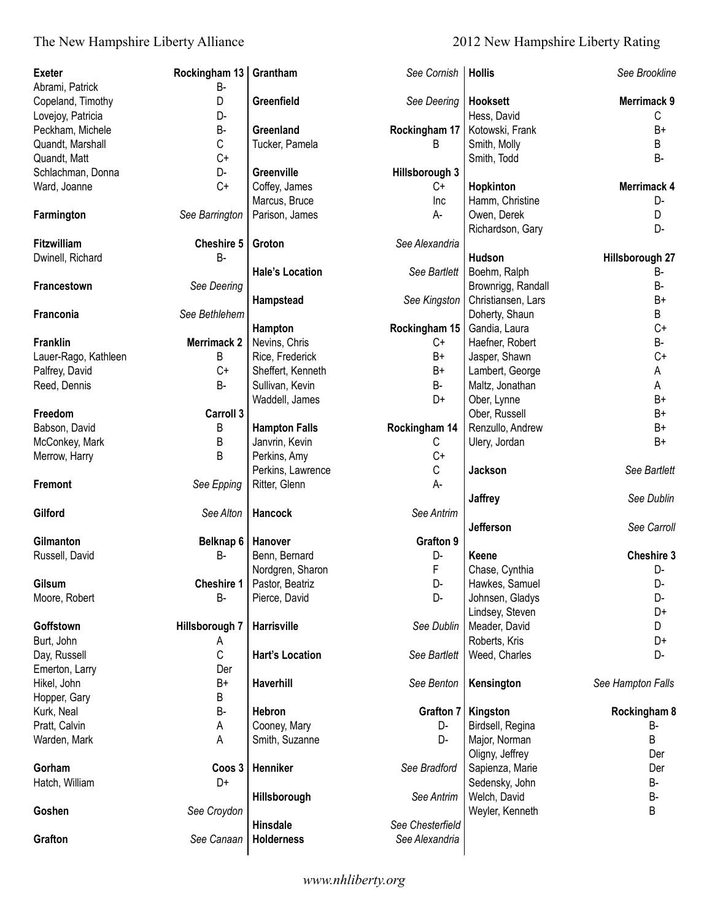| Town / Representative | District / Rating |
|---|---|
| **Exeter** | **Rockingham 13** |
| Abrami, Patrick | B- |
| Copeland, Timothy | D |
| Lovejoy, Patricia | D- |
| Peckham, Michele | B- |
| Quandt, Marshall | C |
| Quandt, Matt | C+ |
| Schlachman, Donna | D- |
| Ward, Joanne | C+ |
| **Farmington** | *See Barrington* |
| **Fitzwilliam** | **Cheshire 5** |
| Dwinell, Richard | B- |
| **Francestown** | *See Deering* |
| **Franconia** | *See Bethlehem* |
| **Franklin** | **Merrimack 2** |
| Lauer-Rago, Kathleen | B |
| Palfrey, David | C+ |
| Reed, Dennis | B- |
| **Freedom** | **Carroll 3** |
| Babson, David | B |
| McConkey, Mark | B |
| Merrow, Harry | B |
| **Fremont** | *See Epping* |
| **Gilford** | *See Alton* |
| **Gilmanton** | **Belknap 6** |
| Russell, David | B- |
| **Gilsum** | **Cheshire 1** |
| Moore, Robert | B- |
| **Goffstown** | **Hillsborough 7** |
| Burt, John | A |
| Day, Russell | C |
| Emerton, Larry | Der |
| Hikel, John | B+ |
| Hopper, Gary | B |
| Kurk, Neal | B- |
| Pratt, Calvin | A |
| Warden, Mark | A |
| **Gorham** | **Coos 3** |
| Hatch, William | D+ |
| **Goshen** | *See Croydon* |
| **Grafton** | *See Canaan* |
| **Grantham** | *See Cornish* |
| **Greenfield** | *See Deering* |
| **Greenland** | **Rockingham 17** |
| Tucker, Pamela | B |
| **Greenville** | **Hillsborough 3** |
| Coffey, James | C+ |
| Marcus, Bruce | Inc |
| Parison, James | A- |
| **Groton** | *See Alexandria* |
| **Hale's Location** | *See Bartlett* |
| **Hampstead** | *See Kingston* |
| **Hampton** | **Rockingham 15** |
| Nevins, Chris | C+ |
| Rice, Frederick | B+ |
| Sheffert, Kenneth | B+ |
| Sullivan, Kevin | B- |
| Waddell, James | D+ |
| **Hampton Falls** | **Rockingham 14** |
| Janvrin, Kevin | C |
| Perkins, Amy | C+ |
| Perkins, Lawrence | C |
| Ritter, Glenn | A- |
| **Hancock** | *See Antrim* |
| **Hanover** | **Grafton 9** |
| Benn, Bernard | D- |
| Nordgren, Sharon | F |
| Pastor, Beatriz | D- |
| Pierce, David | D- |
| **Harrisville** | *See Dublin* |
| **Hart's Location** | *See Bartlett* |
| **Haverhill** | *See Benton* |
| **Hebron** | **Grafton 7** |
| Cooney, Mary | D- |
| Smith, Suzanne | D- |
| **Henniker** | *See Bradford* |
| **Hillsborough** | *See Antrim* |
| **Hinsdale** | *See Chesterfield* |
| **Holderness** | *See Alexandria* |
| **Hollis** | *See Brookline* |
| **Hooksett** | **Merrimack 9** |
| Hess, David | C |
| Kotowski, Frank | B+ |
| Smith, Molly | B |
| Smith, Todd | B- |
| **Hopkinton** | **Merrimack 4** |
| Hamm, Christine | D- |
| Owen, Derek | D |
| Richardson, Gary | D- |
| **Hudson** | **Hillsborough 27** |
| Boehm, Ralph | B- |
| Brownrigg, Randall | B- |
| Christiansen, Lars | B+ |
| Doherty, Shaun | B |
| Gandia, Laura | C+ |
| Haefner, Robert | B- |
| Jasper, Shawn | C+ |
| Lambert, George | A |
| Maltz, Jonathan | A |
| Ober, Lynne | B+ |
| Ober, Russell | B+ |
| Renzullo, Andrew | B+ |
| Ulery, Jordan | B+ |
| **Jackson** | *See Bartlett* |
| **Jaffrey** | *See Dublin* |
| **Jefferson** | *See Carroll* |
| **Keene** | **Cheshire 3** |
| Chase, Cynthia | D- |
| Hawkes, Samuel | D- |
| Johnsen, Gladys | D- |
| Lindsey, Steven | D+ |
| Meader, David | D |
| Roberts, Kris | D+ |
| Weed, Charles | D- |
| **Kensington** | *See Hampton Falls* |
| **Kingston** | **Rockingham 8** |
| Birdsell, Regina | B- |
| Major, Norman | B |
| Oligny, Jeffrey | Der |
| Sapienza, Marie | Der |
| Sedensky, John | B- |
| Welch, David | B- |
| Weyler, Kenneth | B |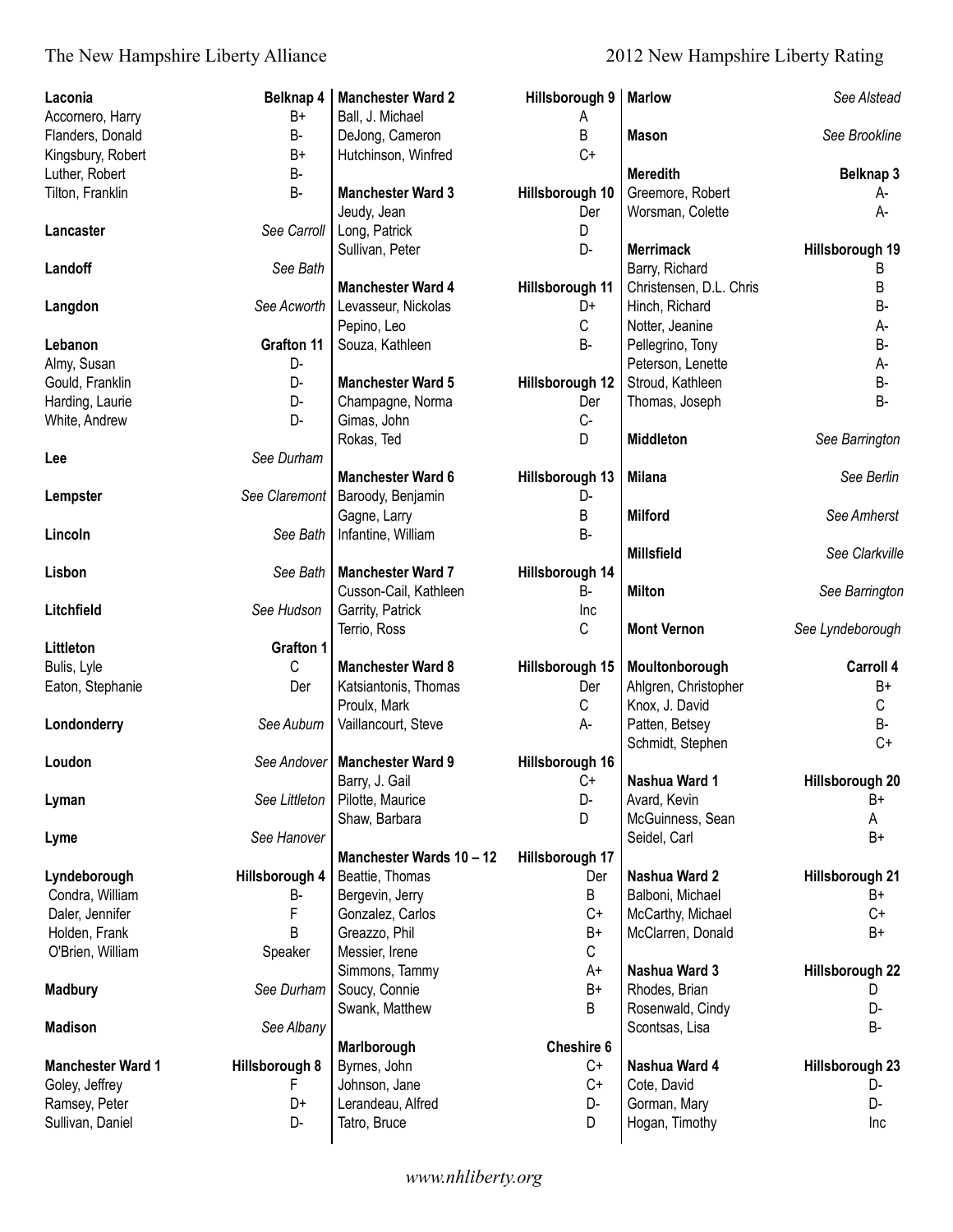**Laconia** — **Belknap 4**

| Name | Rating |
|---|---|
| Accornero, Harry | B+ |
| Flanders, Donald | B- |
| Kingsbury, Robert | B+ |
| Luther, Robert | B- |
| Tilton, Franklin | B- |

**Lancaster** — *See Carroll*

**Landoff** — *See Bath*

**Langdon** — *See Acworth*

**Lebanon** — **Grafton 11**

| Name | Rating |
|---|---|
| Almy, Susan | D- |
| Gould, Franklin | D- |
| Harding, Laurie | D- |
| White, Andrew | D- |

**Lee** — *See Durham*

**Lempster** — *See Claremont*

**Lincoln** — *See Bath*

**Lisbon** — *See Bath*

**Litchfield** — *See Hudson*

**Littleton** — **Grafton 1**

| Name | Rating |
|---|---|
| Bulis, Lyle | C |
| Eaton, Stephanie | Der |

**Londonderry** — *See Auburn*

**Loudon** — *See Andover*

**Lyman** — *See Littleton*

**Lyme** — *See Hanover*

**Lyndeborough** — **Hillsborough 4**

| Name | Rating |
|---|---|
| Condra, William | B- |
| Daler, Jennifer | F |
| Holden, Frank | B |
| O'Brien, William | Speaker |

**Madbury** — *See Durham*

**Madison** — *See Albany*

**Manchester Ward 1** — **Hillsborough 8**

| Name | Rating |
|---|---|
| Goley, Jeffrey | F |
| Ramsey, Peter | D+ |
| Sullivan, Daniel | D- |

**Manchester Ward 2** — **Hillsborough 9**

| Name | Rating |
|---|---|
| Ball, J. Michael | A |
| DeJong, Cameron | B |
| Hutchinson, Winfred | C+ |

**Manchester Ward 3** — **Hillsborough 10**

| Name | Rating |
|---|---|
| Jeudy, Jean | Der |
| Long, Patrick | D |
| Sullivan, Peter | D- |

**Manchester Ward 4** — **Hillsborough 11**

| Name | Rating |
|---|---|
| Levasseur, Nickolas | D+ |
| Pepino, Leo | C |
| Souza, Kathleen | B- |

**Manchester Ward 5** — **Hillsborough 12**

| Name | Rating |
|---|---|
| Champagne, Norma | Der |
| Gimas, John | C- |
| Rokas, Ted | D |

**Manchester Ward 6** — **Hillsborough 13**

| Name | Rating |
|---|---|
| Baroody, Benjamin | D- |
| Gagne, Larry | B |
| Infantine, William | B- |

**Manchester Ward 7** — **Hillsborough 14**

| Name | Rating |
|---|---|
| Cusson-Cail, Kathleen | B- |
| Garrity, Patrick | Inc |
| Terrio, Ross | C |

**Manchester Ward 8** — **Hillsborough 15**

| Name | Rating |
|---|---|
| Katsiantonis, Thomas | Der |
| Proulx, Mark | C |
| Vaillancourt, Steve | A- |

**Manchester Ward 9** — **Hillsborough 16**

| Name | Rating |
|---|---|
| Barry, J. Gail | C+ |
| Pilotte, Maurice | D- |
| Shaw, Barbara | D |

**Manchester Wards 10 – 12** — **Hillsborough 17**

| Name | Rating |
|---|---|
| Beattie, Thomas | Der |
| Bergevin, Jerry | B |
| Gonzalez, Carlos | C+ |
| Greazzo, Phil | B+ |
| Messier, Irene | C |
| Simmons, Tammy | A+ |
| Soucy, Connie | B+ |
| Swank, Matthew | B |

**Marlborough** — **Cheshire 6**

| Name | Rating |
|---|---|
| Byrnes, John | C+ |
| Johnson, Jane | C+ |
| Lerandeau, Alfred | D- |
| Tatro, Bruce | D |

**Marlow** — *See Alstead*

**Mason** — *See Brookline*

**Meredith** — **Belknap 3**

| Name | Rating |
|---|---|
| Greemore, Robert | A- |
| Worsman, Colette | A- |

**Merrimack** — **Hillsborough 19**

| Name | Rating |
|---|---|
| Barry, Richard | B |
| Christensen, D.L. Chris | B |
| Hinch, Richard | B- |
| Notter, Jeanine | A- |
| Pellegrino, Tony | B- |
| Peterson, Lenette | A- |
| Stroud, Kathleen | B- |
| Thomas, Joseph | B- |

**Middleton** — *See Barrington*

**Milana** — *See Berlin*

**Milford** — *See Amherst*

**Millsfield** — *See Clarkville*

**Milton** — *See Barrington*

**Mont Vernon** — *See Lyndeborough*

**Moultonborough** — **Carroll 4**

| Name | Rating |
|---|---|
| Ahlgren, Christopher | B+ |
| Knox, J. David | C |
| Patten, Betsey | B- |
| Schmidt, Stephen | C+ |

**Nashua Ward 1** — **Hillsborough 20**

| Name | Rating |
|---|---|
| Avard, Kevin | B+ |
| McGuinness, Sean | A |
| Seidel, Carl | B+ |

**Nashua Ward 2** — **Hillsborough 21**

| Name | Rating |
|---|---|
| Balboni, Michael | B+ |
| McCarthy, Michael | C+ |
| McClarren, Donald | B+ |

**Nashua Ward 3** — **Hillsborough 22**

| Name | Rating |
|---|---|
| Rhodes, Brian | D |
| Rosenwald, Cindy | D- |
| Scontsas, Lisa | B- |

**Nashua Ward 4** — **Hillsborough 23**

| Name | Rating |
|---|---|
| Cote, David | D- |
| Gorman, Mary | D- |
| Hogan, Timothy | Inc |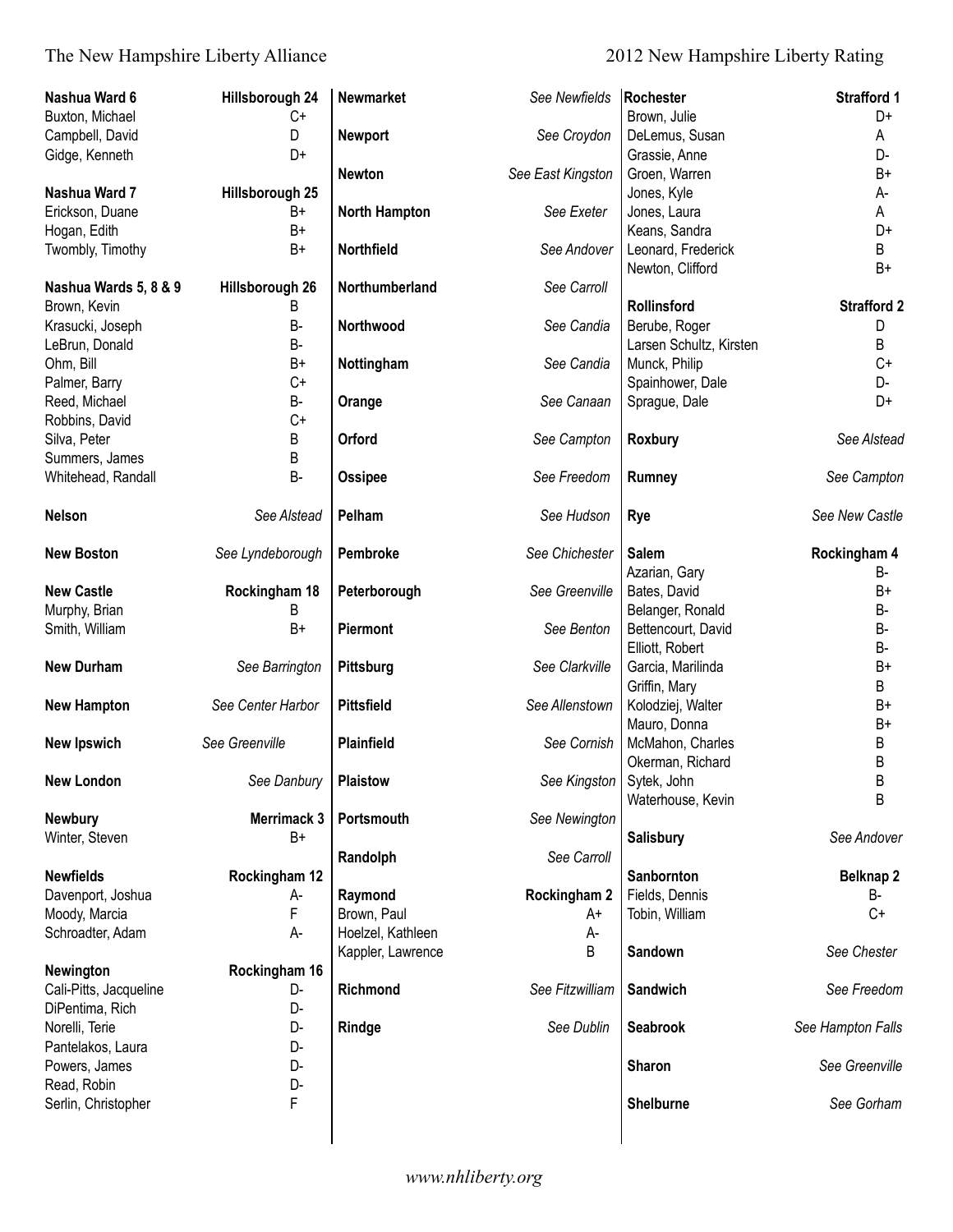| Town / Representative | District / Rating |
|---|---|
| **Nashua Ward 6** | **Hillsborough 24** |
| Buxton, Michael | C+ |
| Campbell, David | D |
| Gidge, Kenneth | D+ |
| **Nashua Ward 7** | **Hillsborough 25** |
| Erickson, Duane | B+ |
| Hogan, Edith | B+ |
| Twombly, Timothy | B+ |
| **Nashua Wards 5, 8 & 9** | **Hillsborough 26** |
| Brown, Kevin | B |
| Krasucki, Joseph | B- |
| LeBrun, Donald | B- |
| Ohm, Bill | B+ |
| Palmer, Barry | C+ |
| Reed, Michael | B- |
| Robbins, David | C+ |
| Silva, Peter | B |
| Summers, James | B |
| Whitehead, Randall | B- |
| **Nelson** | *See Alstead* |
| **New Boston** | *See Lyndeborough* |
| **New Castle** | **Rockingham 18** |
| Murphy, Brian | B |
| Smith, William | B+ |
| **New Durham** | *See Barrington* |
| **New Hampton** | *See Center Harbor* |
| **New Ipswich** | *See Greenville* |
| **New London** | *See Danbury* |
| **Newbury** | **Merrimack 3** |
| Winter, Steven | B+ |
| **Newfields** | **Rockingham 12** |
| Davenport, Joshua | A- |
| Moody, Marcia | F |
| Schroadter, Adam | A- |
| **Newington** | **Rockingham 16** |
| Cali-Pitts, Jacqueline | D- |
| DiPentima, Rich | D- |
| Norelli, Terie | D- |
| Pantelakos, Laura | D- |
| Powers, James | D- |
| Read, Robin | D- |
| Serlin, Christopher | F |
| **Newmarket** | *See Newfields* |
| **Newport** | *See Croydon* |
| **Newton** | *See East Kingston* |
| **North Hampton** | *See Exeter* |
| **Northfield** | *See Andover* |
| **Northumberland** | *See Carroll* |
| **Northwood** | *See Candia* |
| **Nottingham** | *See Candia* |
| **Orange** | *See Canaan* |
| **Orford** | *See Campton* |
| **Ossipee** | *See Freedom* |
| **Pelham** | *See Hudson* |
| **Pembroke** | *See Chichester* |
| **Peterborough** | *See Greenville* |
| **Piermont** | *See Benton* |
| **Pittsburg** | *See Clarkville* |
| **Pittsfield** | *See Allenstown* |
| **Plainfield** | *See Cornish* |
| **Plaistow** | *See Kingston* |
| **Portsmouth** | *See Newington* |
| **Randolph** | *See Carroll* |
| **Raymond** | **Rockingham 2** |
| Brown, Paul | A+ |
| Hoelzel, Kathleen | A- |
| Kappler, Lawrence | B |
| **Richmond** | *See Fitzwilliam* |
| **Rindge** | *See Dublin* |
| **Rochester** | **Strafford 1** |
| Brown, Julie | D+ |
| DeLemus, Susan | A |
| Grassie, Anne | D- |
| Groen, Warren | B+ |
| Jones, Kyle | A- |
| Jones, Laura | A |
| Keans, Sandra | D+ |
| Leonard, Frederick | B |
| Newton, Clifford | B+ |
| **Rollinsford** | **Strafford 2** |
| Berube, Roger | D |
| Larsen Schultz, Kirsten | B |
| Munck, Philip | C+ |
| Spainhower, Dale | D- |
| Sprague, Dale | D+ |
| **Roxbury** | *See Alstead* |
| **Rumney** | *See Campton* |
| **Rye** | *See New Castle* |
| **Salem** | **Rockingham 4** |
| Azarian, Gary | B- |
| Bates, David | B+ |
| Belanger, Ronald | B- |
| Bettencourt, David | B- |
| Elliott, Robert | B- |
| Garcia, Marilinda | B+ |
| Griffin, Mary | B |
| Kolodziej, Walter | B+ |
| Mauro, Donna | B+ |
| McMahon, Charles | B |
| Okerman, Richard | B |
| Sytek, John | B |
| Waterhouse, Kevin | B |
| **Salisbury** | *See Andover* |
| **Sanbornton** | **Belknap 2** |
| Fields, Dennis | B- |
| Tobin, William | C+ |
| **Sandown** | *See Chester* |
| **Sandwich** | *See Freedom* |
| **Seabrook** | *See Hampton Falls* |
| **Sharon** | *See Greenville* |
| **Shelburne** | *See Gorham* |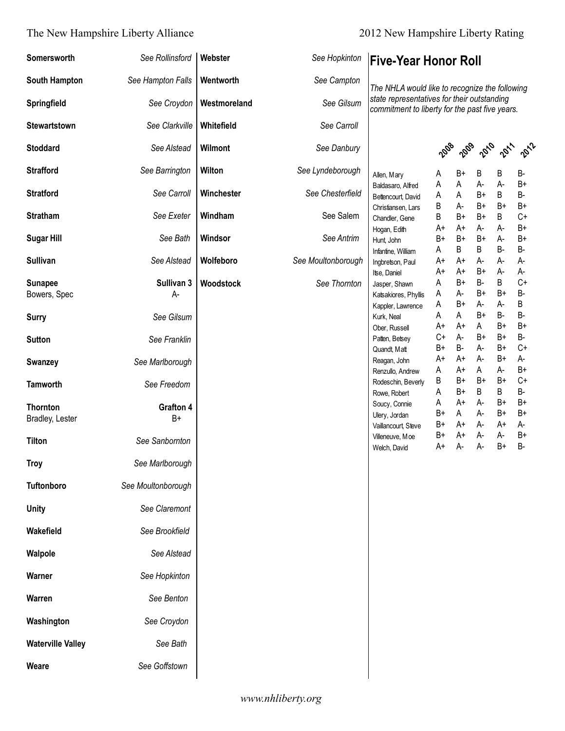| Town | District |
|---|---|
| **Somersworth** | *See Rollinsford* |
| **South Hampton** | *See Hampton Falls* |
| **Springfield** | *See Croydon* |
| **Stewartstown** | *See Clarkville* |
| **Stoddard** | *See Alstead* |
| **Strafford** | *See Barrington* |
| **Stratford** | *See Carroll* |
| **Stratham** | *See Exeter* |
| **Sugar Hill** | *See Bath* |
| **Sullivan** | *See Alstead* |
| **Sunapee** | **Sullivan 3** |
| Bowers, Spec | A- |
| **Surry** | *See Gilsum* |
| **Sutton** | *See Franklin* |
| **Swanzey** | *See Marlborough* |
| **Tamworth** | *See Freedom* |
| **Thornton** | **Grafton 4** |
| Bradley, Lester | B+ |
| **Tilton** | *See Sanbornton* |
| **Troy** | *See Marlborough* |
| **Tuftonboro** | *See Moultonborough* |
| **Unity** | *See Claremont* |
| **Wakefield** | *See Brookfield* |
| **Walpole** | *See Alstead* |
| **Warner** | *See Hopkinton* |
| **Warren** | *See Benton* |
| **Washington** | *See Croydon* |
| **Waterville Valley** | *See Bath* |
| **Weare** | *See Goffstown* |
| **Webster** | *See Hopkinton* |
| **Wentworth** | *See Campton* |
| **Westmoreland** | *See Gilsum* |
| **Whitefield** | *See Carroll* |
| **Wilmont** | *See Danbury* |
| **Wilton** | *See Lyndeborough* |
| **Winchester** | *See Chesterfield* |
| **Windham** | See Salem |
| **Windsor** | *See Antrim* |
| **Wolfeboro** | *See Moultonborough* |
| **Woodstock** | *See Thornton* |

## Five-Year Honor Roll

*The NHLA would like to recognize the following state representatives for their outstanding commitment to liberty for the past five years.*

| | 2008 | 2009 | 2010 | 2011 | 2012 |
|---|---|---|---|---|---|
| Allen, Mary | A | B+ | B | B | B- |
| Baldasaro, Alfred | A | A | A- | A- | B+ |
| Bettencourt, David | A | A | B+ | B | B- |
| Christiansen, Lars | B | A- | B+ | B+ | B+ |
| Chandler, Gene | B | B+ | B+ | B | C+ |
| Hogan, Edith | A+ | A+ | A- | A- | B+ |
| Hunt, John | B+ | B+ | B+ | A- | B+ |
| Infantine, William | A | B | B | B- | B- |
| Ingbretson, Paul | A+ | A+ | A- | A- | A- |
| Itse, Daniel | A+ | A+ | B+ | A- | A- |
| Jasper, Shawn | A | B+ | B- | B | C+ |
| Katsakiores, Phyllis | A | A- | B+ | B+ | B- |
| Kappler, Lawrence | A | B+ | A- | A- | B |
| Kurk, Neal | A | A | B+ | B- | B- |
| Ober, Russell | A+ | A+ | A | B+ | B+ |
| Patten, Betsey | C+ | A- | B+ | B+ | B- |
| Quandt, Matt | B+ | B- | A- | B+ | C+ |
| Reagan, John | A+ | A+ | A- | B+ | A- |
| Renzullo, Andrew | A | A+ | A | A- | B+ |
| Rodeschin, Beverly | B | B+ | B+ | B+ | C+ |
| Rowe, Robert | A | B+ | B | B | B- |
| Soucy, Connie | A | A+ | A- | B+ | B+ |
| Ulery, Jordan | B+ | A | A- | B+ | B+ |
| Vaillancourt, Steve | B+ | A+ | A- | A+ | A- |
| Villeneuve, Moe | B+ | A+ | A- | A- | B+ |
| Welch, David | A+ | A- | A- | B+ | B- |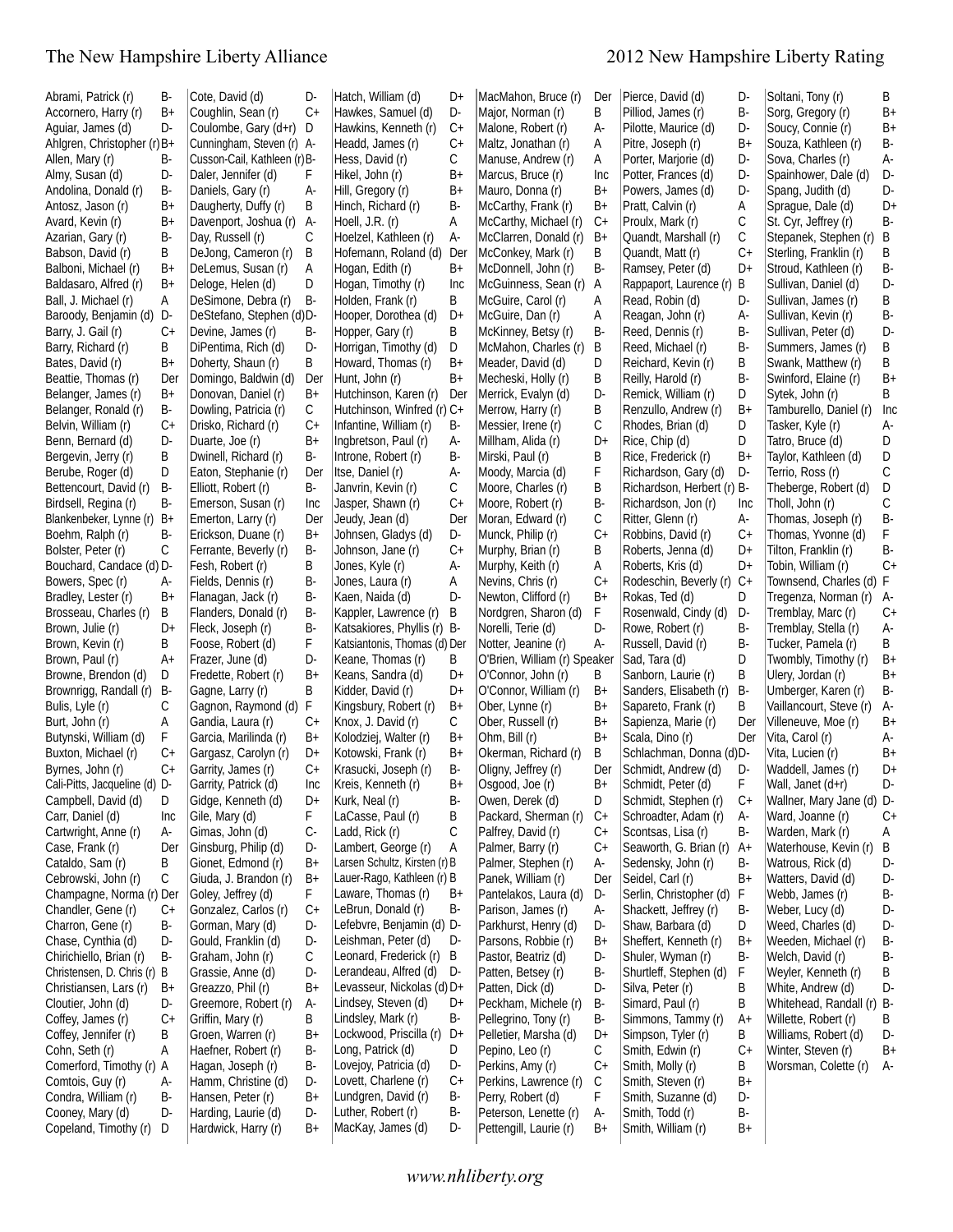# The New Hampshire Liberty Alliance

## 2012 New Hampshire Liberty Rating

| Name | Rating |
|---|---|
| Abrami, Patrick (r) | B- |
| Accornero, Harry (r) | B+ |
| Aguiar, James (d) | D- |
| Ahlgren, Christopher (r) | B+ |
| Allen, Mary (r) | B- |
| Almy, Susan (d) | D- |
| Andolina, Donald (r) | B- |
| Antosz, Jason (r) | B+ |
| Avard, Kevin (r) | B+ |
| Azarian, Gary (r) | B- |
| Babson, David (r) | B |
| Balboni, Michael (r) | B+ |
| Baldasaro, Alfred (r) | B+ |
| Ball, J. Michael (r) | A |
| Baroody, Benjamin (d) | D- |
| Barry, J. Gail (r) | C+ |
| Barry, Richard (r) | B |
| Bates, David (r) | B+ |
| Beattie, Thomas (r) | Der |
| Belanger, James (r) | B+ |
| Belanger, Ronald (r) | B- |
| Belvin, William (r) | C+ |
| Benn, Bernard (d) | D- |
| Bergevin, Jerry (r) | B |
| Berube, Roger (d) | D |
| Bettencourt, David (r) | B- |
| Birdsell, Regina (r) | B- |
| Blankenbeker, Lynne (r) | B+ |
| Boehm, Ralph (r) | B- |
| Bolster, Peter (r) | C |
| Bouchard, Candace (d) | D- |
| Bowers, Spec (r) | A- |
| Bradley, Lester (r) | B+ |
| Brosseau, Charles (r) | B |
| Brown, Julie (r) | D+ |
| Brown, Kevin (r) | B |
| Brown, Paul (r) | A+ |
| Browne, Brendon (d) | D |
| Brownrigg, Randall (r) | B- |
| Bulis, Lyle (r) | C |
| Burt, John (r) | A |
| Butynski, William (d) | F |
| Buxton, Michael (r) | C+ |
| Byrnes, John (r) | C+ |
| Cali-Pitts, Jacqueline (d) | D- |
| Campbell, David (d) | D |
| Carr, Daniel (d) | Inc |
| Cartwright, Anne (r) | A- |
| Case, Frank (r) | Der |
| Cataldo, Sam (r) | B |
| Cebrowski, John (r) | C |
| Champagne, Norma (r) | Der |
| Chandler, Gene (r) | C+ |
| Charron, Gene (r) | B- |
| Chase, Cynthia (d) | D- |
| Chirichiello, Brian (r) | B- |
| Christensen, D. Chris (r) | B |
| Christiansen, Lars (r) | B+ |
| Cloutier, John (d) | D- |
| Coffey, James (r) | C+ |
| Coffey, Jennifer (r) | B |
| Cohn, Seth (r) | A |
| Comerford, Timothy (r) | A |
| Comtois, Guy (r) | A- |
| Condra, William (r) | B- |
| Cooney, Mary (d) | D- |
| Copeland, Timothy (r) | D |
| Cote, David (d) | D- |
| Coughlin, Sean (r) | C+ |
| Coulombe, Gary (d+r) | D |
| Cunningham, Steven (r) | A- |
| Cusson-Cail, Kathleen (r) | B- |
| Daler, Jennifer (d) | F |
| Daniels, Gary (r) | A- |
| Daugherty, Duffy (r) | B |
| Davenport, Joshua (r) | A- |
| Day, Russell (r) | C |
| DeJong, Cameron (r) | B |
| DeLemus, Susan (r) | A |
| Deloge, Helen (d) | D |
| DeSimone, Debra (r) | B- |
| DeStefano, Stephen (d) | D- |
| Devine, James (r) | B- |
| DiPentima, Rich (d) | D- |
| Doherty, Shaun (r) | B |
| Domingo, Baldwin (d) | Der |
| Donovan, Daniel (r) | B+ |
| Dowling, Patricia (r) | C |
| Drisko, Richard (r) | C+ |
| Duarte, Joe (r) | B+ |
| Dwinell, Richard (r) | B- |
| Eaton, Stephanie (r) | Der |
| Elliott, Robert (r) | B- |
| Emerson, Susan (r) | Inc |
| Emerton, Larry (r) | Der |
| Erickson, Duane (r) | B+ |
| Ferrante, Beverly (r) | B- |
| Fesh, Robert (r) | B |
| Fields, Dennis (r) | B- |
| Flanagan, Jack (r) | B- |
| Flanders, Donald (r) | B- |
| Fleck, Joseph (r) | B- |
| Foose, Robert (d) | F |
| Frazer, June (d) | D- |
| Fredette, Robert (r) | B+ |
| Gagne, Larry (r) | B |
| Gagnon, Raymond (d) | F |
| Gandia, Laura (r) | C+ |
| Garcia, Marilinda (r) | B+ |
| Gargasz, Carolyn (r) | D+ |
| Garrity, James (r) | C+ |
| Garrity, Patrick (d) | Inc |
| Gidge, Kenneth (d) | D+ |
| Gile, Mary (d) | F |
| Gimas, John (d) | C- |
| Ginsburg, Philip (d) | D- |
| Gionet, Edmond (r) | B+ |
| Giuda, J. Brandon (r) | B+ |
| Goley, Jeffrey (d) | F |
| Gonzalez, Carlos (r) | C+ |
| Gorman, Mary (d) | D- |
| Gould, Franklin (d) | D- |
| Graham, John (r) | C |
| Grassie, Anne (d) | D- |
| Greazzo, Phil (r) | B+ |
| Greemore, Robert (r) | A- |
| Griffin, Mary (r) | B |
| Groen, Warren (r) | B+ |
| Haefner, Robert (r) | B- |
| Hagan, Joseph (r) | B- |
| Hamm, Christine (d) | D- |
| Hansen, Peter (r) | B+ |
| Harding, Laurie (d) | D- |
| Hardwick, Harry (r) | B+ |
| Hatch, William (d) | D+ |
| Hawkes, Samuel (d) | D- |
| Hawkins, Kenneth (r) | C+ |
| Headd, James (r) | C+ |
| Hess, David (r) | C |
| Hikel, John (r) | B+ |
| Hill, Gregory (r) | B+ |
| Hinch, Richard (r) | B- |
| Hoell, J.R. (r) | A |
| Hoelzel, Kathleen (r) | A- |
| Hofemann, Roland (d) | Der |
| Hogan, Edith (r) | B+ |
| Hogan, Timothy (r) | Inc |
| Holden, Frank (r) | B |
| Hooper, Dorothea (d) | D+ |
| Hopper, Gary (r) | B |
| Horrigan, Timothy (d) | D |
| Howard, Thomas (r) | B+ |
| Hunt, John (r) | B+ |
| Hutchinson, Karen (r) | Der |
| Hutchinson, Winfred (r) | C+ |
| Infantine, William (r) | B- |
| Ingbretson, Paul (r) | A- |
| Introne, Robert (r) | B- |
| Itse, Daniel (r) | A- |
| Janvrin, Kevin (r) | C |
| Jasper, Shawn (r) | C+ |
| Jeudy, Jean (d) | Der |
| Johnsen, Gladys (d) | D- |
| Johnson, Jane (r) | C+ |
| Jones, Kyle (r) | A- |
| Jones, Laura (r) | A |
| Kaen, Naida (d) | D- |
| Kappler, Lawrence (r) | B |
| Katsakiores, Phyllis (r) | B- |
| Katsiantonis, Thomas (d) | Der |
| Keane, Thomas (r) | B |
| Keans, Sandra (d) | D+ |
| Kidder, David (r) | D+ |
| Kingsbury, Robert (r) | B+ |
| Knox, J. David (r) | C |
| Kolodziej, Walter (r) | B+ |
| Kotowski, Frank (r) | B+ |
| Krasucki, Joseph (r) | B- |
| Kreis, Kenneth (r) | B+ |
| Kurk, Neal (r) | B- |
| LaCasse, Paul (r) | B |
| Ladd, Rick (r) | C |
| Lambert, George (r) | A |
| Larsen Schultz, Kirsten (r) | B |
| Lauer-Rago, Kathleen (r) | B |
| Laware, Thomas (r) | B+ |
| LeBrun, Donald (r) | B- |
| Lefebvre, Benjamin (d) | D- |
| Leishman, Peter (d) | D- |
| Leonard, Frederick (r) | B |
| Lerandeau, Alfred (d) | D- |
| Levasseur, Nickolas (d) | D+ |
| Lindsey, Steven (d) | D+ |
| Lindsley, Mark (r) | B- |
| Lockwood, Priscilla (r) | D+ |
| Long, Patrick (d) | D |
| Lovejoy, Patricia (d) | D- |
| Lovett, Charlene (r) | C+ |
| Lundgren, David (r) | B- |
| Luther, Robert (r) | B- |
| MacKay, James (d) | D- |
| MacMahon, Bruce (r) | Der |
| Major, Norman (r) | B |
| Malone, Robert (r) | A- |
| Maltz, Jonathan (r) | A |
| Manuse, Andrew (r) | A |
| Marcus, Bruce (r) | Inc |
| Mauro, Donna (r) | B+ |
| McCarthy, Frank (r) | B+ |
| McCarthy, Michael (r) | C+ |
| McClarren, Donald (r) | B+ |
| McConkey, Mark (r) | B |
| McDonnell, John (r) | B- |
| McGuinness, Sean (r) | A |
| McGuire, Carol (r) | A |
| McGuire, Dan (r) | A |
| McKinney, Betsy (r) | B- |
| McMahon, Charles (r) | B |
| Meader, David (d) | D |
| Mecheski, Holly (r) | B |
| Merrick, Evalyn (d) | D- |
| Merrow, Harry (r) | B |
| Messier, Irene (r) | C |
| Millham, Alida (r) | D+ |
| Mirski, Paul (r) | B |
| Moody, Marcia (d) | F |
| Moore, Charles (r) | B |
| Moore, Robert (r) | B- |
| Moran, Edward (r) | C |
| Munck, Philip (r) | C+ |
| Murphy, Brian (r) | B |
| Murphy, Keith (r) | A |
| Nevins, Chris (r) | C+ |
| Newton, Clifford (r) | B+ |
| Nordgren, Sharon (d) | F |
| Norelli, Terie (d) | D- |
| Notter, Jeanine (r) | A- |
| O'Brien, William (r) | Speaker |
| O'Connor, John (r) | B |
| O'Connor, William (r) | B+ |
| Ober, Lynne (r) | B+ |
| Ober, Russell (r) | B+ |
| Ohm, Bill (r) | B+ |
| Okerman, Richard (r) | B |
| Oligny, Jeffrey (r) | Der |
| Osgood, Joe (r) | B+ |
| Owen, Derek (d) | D |
| Packard, Sherman (r) | C+ |
| Palfrey, David (r) | C+ |
| Palmer, Barry (r) | C+ |
| Palmer, Stephen (r) | A- |
| Panek, William (r) | Der |
| Pantelakos, Laura (d) | D- |
| Parison, James (r) | A- |
| Parkhurst, Henry (d) | D- |
| Parsons, Robbie (r) | B+ |
| Pastor, Beatriz (d) | D- |
| Patten, Betsey (r) | B- |
| Patten, Dick (d) | D- |
| Peckham, Michele (r) | B- |
| Pellegrino, Tony (r) | B- |
| Pelletier, Marsha (d) | D+ |
| Pepino, Leo (r) | C |
| Perkins, Amy (r) | C+ |
| Perkins, Lawrence (r) | C |
| Perry, Robert (d) | F |
| Peterson, Lenette (r) | A- |
| Pettengill, Laurie (r) | B+ |
| Pierce, David (d) | D- |
| Pilliod, James (r) | B- |
| Pilotte, Maurice (d) | D- |
| Pitre, Joseph (r) | B+ |
| Porter, Marjorie (d) | D- |
| Potter, Frances (d) | D- |
| Powers, James (d) | D- |
| Pratt, Calvin (r) | A |
| Proulx, Mark (r) | C |
| Quandt, Marshall (r) | C |
| Quandt, Matt (r) | C+ |
| Ramsey, Peter (d) | D+ |
| Rappaport, Laurence (r) | B |
| Read, Robin (d) | D- |
| Reagan, John (r) | A- |
| Reed, Dennis (r) | B- |
| Reed, Michael (r) | B- |
| Reichard, Kevin (r) | B |
| Reilly, Harold (r) | B- |
| Remick, William (r) | D |
| Renzullo, Andrew (r) | B+ |
| Rhodes, Brian (d) | D |
| Rice, Chip (d) | D |
| Rice, Frederick (r) | B+ |
| Richardson, Gary (d) | D- |
| Richardson, Herbert (r) | B- |
| Richardson, Jon (r) | Inc |
| Ritter, Glenn (r) | A- |
| Robbins, David (r) | C+ |
| Roberts, Jenna (d) | D+ |
| Roberts, Kris (d) | D+ |
| Rodeschin, Beverly (r) | C+ |
| Rokas, Ted (d) | D |
| Rosenwald, Cindy (d) | D- |
| Rowe, Robert (r) | B- |
| Russell, David (r) | B- |
| Sad, Tara (d) | D |
| Sanborn, Laurie (r) | B |
| Sanders, Elisabeth (r) | B- |
| Sapareto, Frank (r) | B |
| Sapienza, Marie (r) | Der |
| Scala, Dino (r) | Der |
| Schlachman, Donna (d) | D- |
| Schmidt, Andrew (d) | D- |
| Schmidt, Peter (d) | F |
| Schmidt, Stephen (r) | C+ |
| Schroadter, Adam (r) | A- |
| Scontsas, Lisa (r) | B- |
| Seaworth, G. Brian (r) | A+ |
| Sedensky, John (r) | B- |
| Seidel, Carl (r) | B+ |
| Serlin, Christopher (d) | F |
| Shackett, Jeffrey (r) | B- |
| Shaw, Barbara (d) | D |
| Sheffert, Kenneth (r) | B+ |
| Shuler, Wyman (r) | B- |
| Shurtleff, Stephen (d) | F |
| Silva, Peter (r) | B |
| Simard, Paul (r) | B |
| Simmons, Tammy (r) | A+ |
| Simpson, Tyler (r) | B |
| Smith, Edwin (r) | C+ |
| Smith, Molly (r) | B |
| Smith, Steven (r) | B+ |
| Smith, Suzanne (d) | D- |
| Smith, Todd (r) | B- |
| Smith, William (r) | B+ |
| Soltani, Tony (r) | B |
| Sorg, Gregory (r) | B+ |
| Soucy, Connie (r) | B+ |
| Souza, Kathleen (r) | B- |
| Sova, Charles (r) | A- |
| Spainhower, Dale (d) | D- |
| Spang, Judith (d) | D- |
| Sprague, Dale (d) | D+ |
| St. Cyr, Jeffrey (r) | B- |
| Stepanek, Stephen (r) | B |
| Sterling, Franklin (r) | B |
| Stroud, Kathleen (r) | B- |
| Sullivan, Daniel (d) | D- |
| Sullivan, James (r) | B |
| Sullivan, Kevin (r) | B- |
| Sullivan, Peter (d) | D- |
| Summers, James (r) | B |
| Swank, Matthew (r) | B |
| Swinford, Elaine (r) | B+ |
| Sytek, John (r) | B |
| Tamburello, Daniel (r) | Inc |
| Tasker, Kyle (r) | A- |
| Tatro, Bruce (d) | D |
| Taylor, Kathleen (d) | D |
| Terrio, Ross (r) | C |
| Theberge, Robert (d) | D |
| Tholl, John (r) | C |
| Thomas, Joseph (r) | B- |
| Thomas, Yvonne (d) | F |
| Tilton, Franklin (r) | B- |
| Tobin, William (r) | C+ |
| Townsend, Charles (d) | F |
| Tregenza, Norman (r) | A- |
| Tremblay, Marc (r) | C+ |
| Tremblay, Stella (r) | A- |
| Tucker, Pamela (r) | B |
| Twombly, Timothy (r) | B+ |
| Ulery, Jordan (r) | B+ |
| Umberger, Karen (r) | B- |
| Vaillancourt, Steve (r) | A- |
| Villeneuve, Moe (r) | B+ |
| Vita, Carol (r) | A- |
| Vita, Lucien (r) | B+ |
| Waddell, James (r) | D+ |
| Wall, Janet (d+r) | D- |
| Wallner, Mary Jane (d) | D- |
| Ward, Joanne (r) | C+ |
| Warden, Mark (r) | A |
| Waterhouse, Kevin (r) | B |
| Watrous, Rick (d) | D- |
| Watters, David (d) | D- |
| Webb, James (r) | B- |
| Weber, Lucy (d) | D- |
| Weed, Charles (d) | D- |
| Weeden, Michael (r) | B- |
| Welch, David (r) | B- |
| Weyler, Kenneth (r) | B |
| White, Andrew (d) | D- |
| Whitehead, Randall (r) | B- |
| Willette, Robert (r) | B |
| Williams, Robert (d) | D- |
| Winter, Steven (r) | B+ |
| Worsman, Colette (r) | A- |

www.nhliberty.org